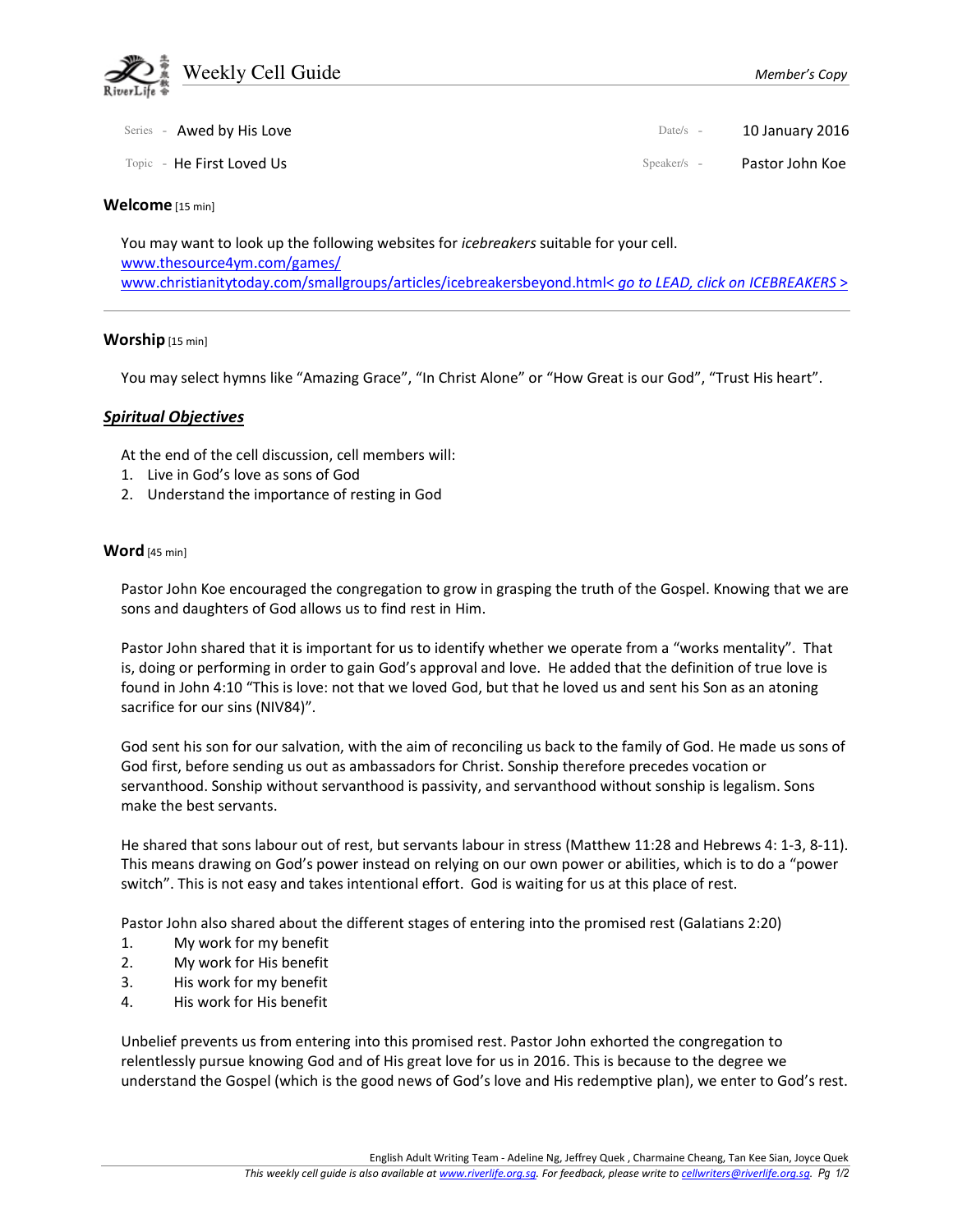# Weekly Cell Guide

*Member's Copy*

Series - Awed by His Love

Date/s - 10 January 2016

Topic - He First Loved Us

Speaker/s - Pastor John Koe

**Welcome** [15 min]

You may want to look up the following websites for *icebreakers* suitable for your cell.
www.thesource4ym.com/games/
www.christianitytoday.com/smallgroups/articles/icebreakersbeyond.html< *go to LEAD, click on ICEBREAKERS* >

---

**Worship** [15 min]

You may select hymns like "Amazing Grace", "In Christ Alone" or "How Great is our God", "Trust His heart".

***Spiritual Objectives***

At the end of the cell discussion, cell members will:

1. Live in God's love as sons of God
2. Understand the importance of resting in God

**Word** [45 min]

Pastor John Koe encouraged the congregation to grow in grasping the truth of the Gospel. Knowing that we are sons and daughters of God allows us to find rest in Him.

Pastor John shared that it is important for us to identify whether we operate from a "works mentality". That is, doing or performing in order to gain God's approval and love. He added that the definition of true love is found in John 4:10 "This is love: not that we loved God, but that he loved us and sent his Son as an atoning sacrifice for our sins (NIV84)".

God sent his son for our salvation, with the aim of reconciling us back to the family of God. He made us sons of God first, before sending us out as ambassadors for Christ. Sonship therefore precedes vocation or servanthood. Sonship without servanthood is passivity, and servanthood without sonship is legalism. Sons make the best servants.

He shared that sons labour out of rest, but servants labour in stress (Matthew 11:28 and Hebrews 4: 1-3, 8-11). This means drawing on God's power instead on relying on our own power or abilities, which is to do a "power switch". This is not easy and takes intentional effort. God is waiting for us at this place of rest.

Pastor John also shared about the different stages of entering into the promised rest (Galatians 2:20)

1. My work for my benefit
2. My work for His benefit
3. His work for my benefit
4. His work for His benefit

Unbelief prevents us from entering into this promised rest. Pastor John exhorted the congregation to relentlessly pursue knowing God and of His great love for us in 2016. This is because to the degree we understand the Gospel (which is the good news of God's love and His redemptive plan), we enter to God's rest.

English Adult Writing Team - Adeline Ng, Jeffrey Quek , Charmaine Cheang, Tan Kee Sian, Joyce Quek

*This weekly cell guide is also available at www.riverlife.org.sg. For feedback, please write to cellwriters@riverlife.org.sg.*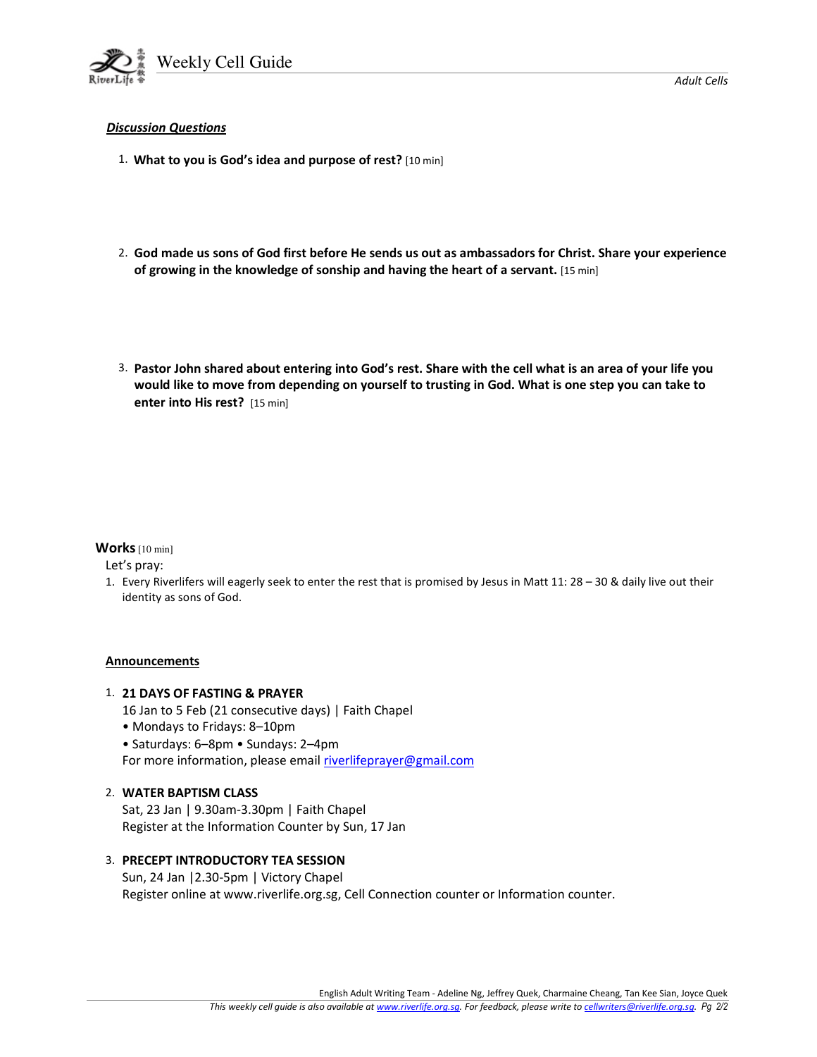***Discussion Questions***

1. **What to you is God's idea and purpose of rest?** [10 min]

2. **God made us sons of God first before He sends us out as ambassadors for Christ. Share your experience of growing in the knowledge of sonship and having the heart of a servant.** [15 min]

3. **Pastor John shared about entering into God's rest. Share with the cell what is an area of your life you would like to move from depending on yourself to trusting in God. What is one step you can take to enter into His rest?** [15 min]

**Works** [10 min]

Let's pray:

1. Every Riverlifers will eagerly seek to enter the rest that is promised by Jesus in Matt 11: 28 – 30 & daily live out their identity as sons of God.

**Announcements**

1. **21 DAYS OF FASTING & PRAYER**
   16 Jan to 5 Feb (21 consecutive days) | Faith Chapel
   • Mondays to Fridays: 8–10pm
   • Saturdays: 6–8pm • Sundays: 2–4pm
   For more information, please email riverlifeprayer@gmail.com

2. **WATER BAPTISM CLASS**
   Sat, 23 Jan | 9.30am-3.30pm | Faith Chapel
   Register at the Information Counter by Sun, 17 Jan

3. **PRECEPT INTRODUCTORY TEA SESSION**
   Sun, 24 Jan |2.30-5pm | Victory Chapel
   Register online at www.riverlife.org.sg, Cell Connection counter or Information counter.

English Adult Writing Team - Adeline Ng, Jeffrey Quek, Charmaine Cheang, Tan Kee Sian, Joyce Quek